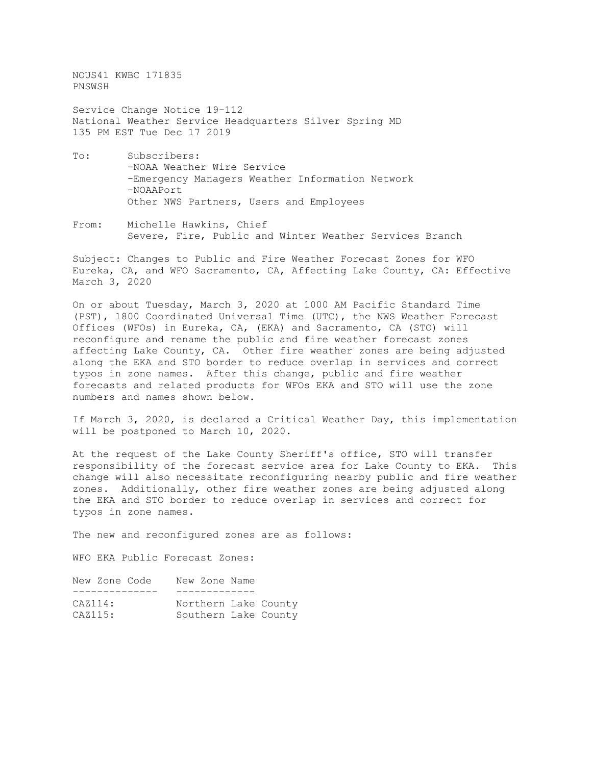NOUS41 KWBC 171835
PNSWSH

Service Change Notice 19-112
National Weather Service Headquarters Silver Spring MD
135 PM EST Tue Dec 17 2019

To: Subscribers:
-NOAA Weather Wire Service
-Emergency Managers Weather Information Network
-NOAAPort
Other NWS Partners, Users and Employees

From: Michelle Hawkins, Chief
Severe, Fire, Public and Winter Weather Services Branch

Subject: Changes to Public and Fire Weather Forecast Zones for WFO Eureka, CA, and WFO Sacramento, CA, Affecting Lake County, CA: Effective March 3, 2020

On or about Tuesday, March 3, 2020 at 1000 AM Pacific Standard Time (PST), 1800 Coordinated Universal Time (UTC), the NWS Weather Forecast Offices (WFOs) in Eureka, CA, (EKA) and Sacramento, CA (STO) will reconfigure and rename the public and fire weather forecast zones affecting Lake County, CA. Other fire weather zones are being adjusted along the EKA and STO border to reduce overlap in services and correct typos in zone names. After this change, public and fire weather forecasts and related products for WFOs EKA and STO will use the zone numbers and names shown below.

If March 3, 2020, is declared a Critical Weather Day, this implementation will be postponed to March 10, 2020.

At the request of the Lake County Sheriff's office, STO will transfer responsibility of the forecast service area for Lake County to EKA. This change will also necessitate reconfiguring nearby public and fire weather zones. Additionally, other fire weather zones are being adjusted along the EKA and STO border to reduce overlap in services and correct for typos in zone names.

The new and reconfigured zones are as follows:

WFO EKA Public Forecast Zones:

| New Zone Code | New Zone Name |
| --- | --- |
| CAZ114: | Northern Lake County |
| CAZ115: | Southern Lake County |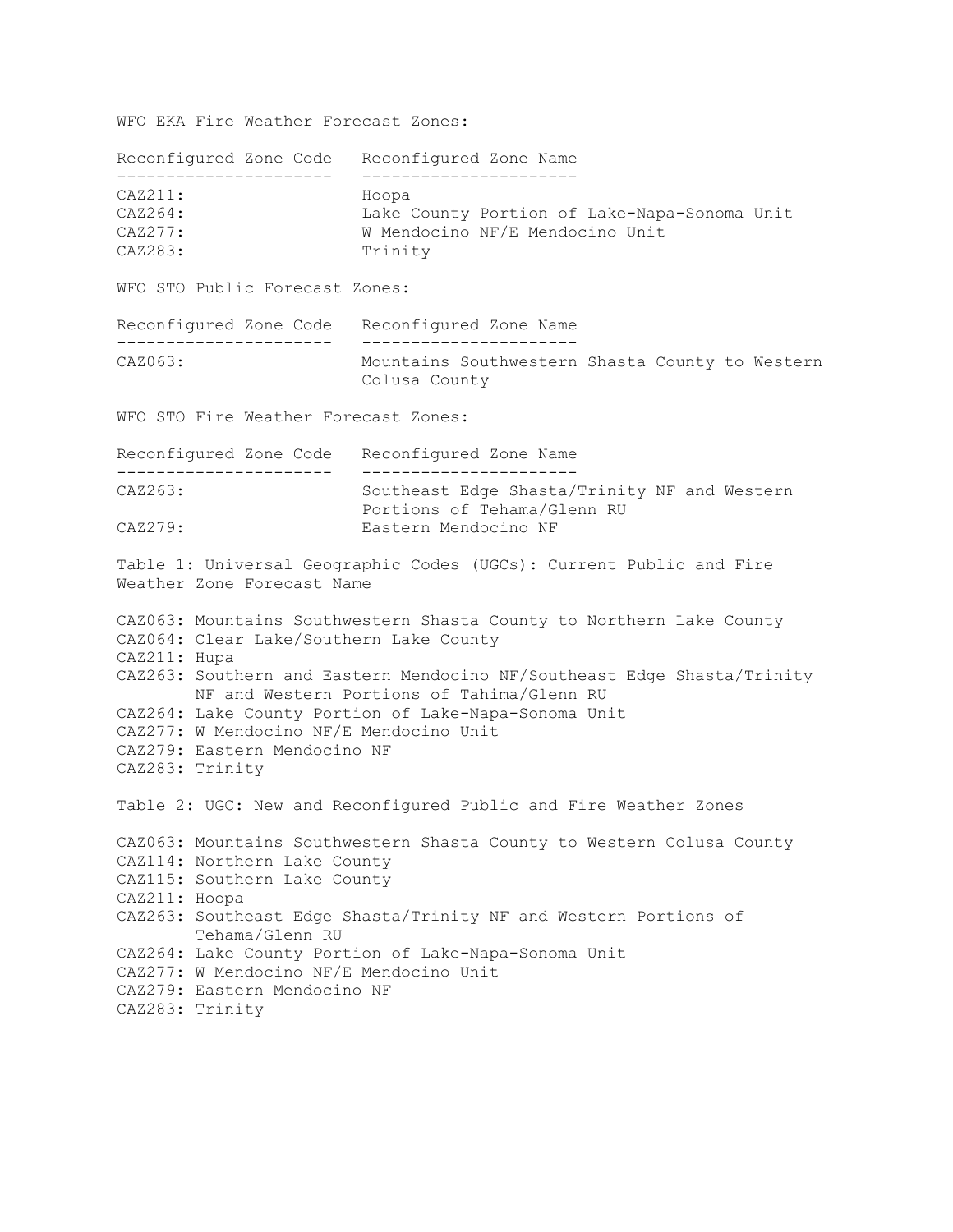WFO EKA Fire Weather Forecast Zones:

| Reconfigured Zone Code | Reconfigured Zone Name |
| --- | --- |
| CAZ211: | Hoopa |
| CAZ264: | Lake County Portion of Lake-Napa-Sonoma Unit |
| CAZ277: | W Mendocino NF/E Mendocino Unit |
| CAZ283: | Trinity |

WFO STO Public Forecast Zones:

| Reconfigured Zone Code | Reconfigured Zone Name |
| --- | --- |
| CAZ063: | Mountains Southwestern Shasta County to Western Colusa County |

WFO STO Fire Weather Forecast Zones:

| Reconfigured Zone Code | Reconfigured Zone Name |
| --- | --- |
| CAZ263: | Southeast Edge Shasta/Trinity NF and Western Portions of Tehama/Glenn RU |
| CAZ279: | Eastern Mendocino NF |

Table 1: Universal Geographic Codes (UGCs): Current Public and Fire Weather Zone Forecast Name

CAZ063: Mountains Southwestern Shasta County to Northern Lake County  
CAZ064: Clear Lake/Southern Lake County  
CAZ211: Hupa  
CAZ263: Southern and Eastern Mendocino NF/Southeast Edge Shasta/Trinity NF and Western Portions of Tahima/Glenn RU  
CAZ264: Lake County Portion of Lake-Napa-Sonoma Unit  
CAZ277: W Mendocino NF/E Mendocino Unit  
CAZ279: Eastern Mendocino NF  
CAZ283: Trinity

Table 2: UGC: New and Reconfigured Public and Fire Weather Zones

CAZ063: Mountains Southwestern Shasta County to Western Colusa County  
CAZ114: Northern Lake County  
CAZ115: Southern Lake County  
CAZ211: Hoopa  
CAZ263: Southeast Edge Shasta/Trinity NF and Western Portions of Tehama/Glenn RU  
CAZ264: Lake County Portion of Lake-Napa-Sonoma Unit  
CAZ277: W Mendocino NF/E Mendocino Unit  
CAZ279: Eastern Mendocino NF  
CAZ283: Trinity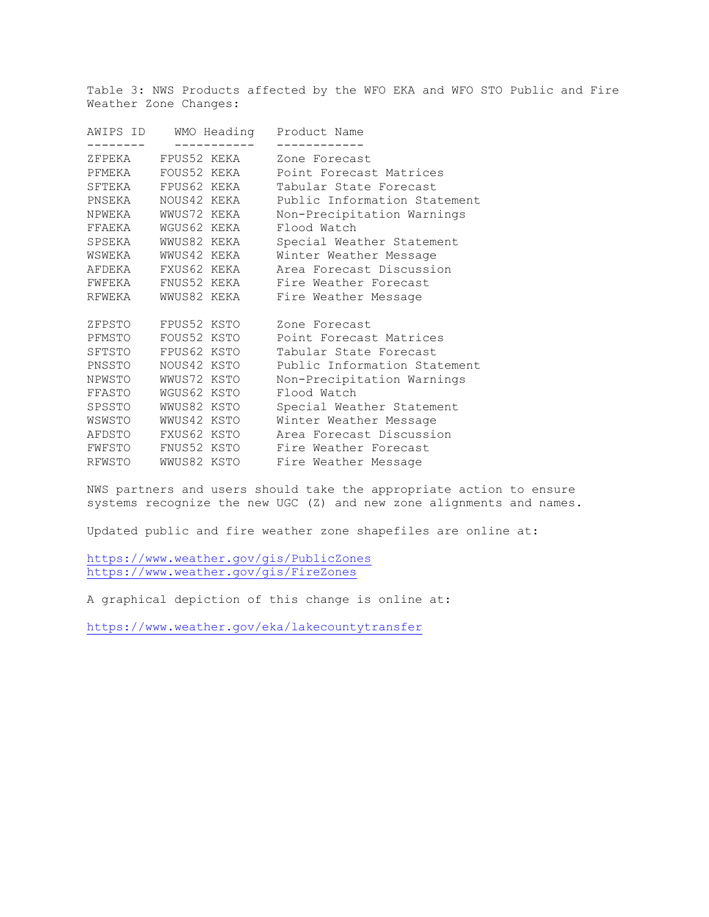Table 3: NWS Products affected by the WFO EKA and WFO STO Public and Fire Weather Zone Changes:

| AWIPS ID | WMO Heading | Product Name |
|---|---|---|
| ZFPEKA | FPUS52 KEKA | Zone Forecast |
| PFMEKA | FOUS52 KEKA | Point Forecast Matrices |
| SFTEKA | FPUS62 KEKA | Tabular State Forecast |
| PNSEKA | NOUS42 KEKA | Public Information Statement |
| NPWEKA | WWUS72 KEKA | Non-Precipitation Warnings |
| FFAEKA | WGUS62 KEKA | Flood Watch |
| SPSEKA | WWUS82 KEKA | Special Weather Statement |
| WSWEKA | WWUS42 KEKA | Winter Weather Message |
| AFDEKA | FXUS62 KEKA | Area Forecast Discussion |
| FWFEKA | FNUS52 KEKA | Fire Weather Forecast |
| RFWEKA | WWUS82 KEKA | Fire Weather Message |
| ZFPSTO | FPUS52 KSTO | Zone Forecast |
| PFMSTO | FOUS52 KSTO | Point Forecast Matrices |
| SFTSTO | FPUS62 KSTO | Tabular State Forecast |
| PNSSTO | NOUS42 KSTO | Public Information Statement |
| NPWSTO | WWUS72 KSTO | Non-Precipitation Warnings |
| FFASTO | WGUS62 KSTO | Flood Watch |
| SPSSTO | WWUS82 KSTO | Special Weather Statement |
| WSWSTO | WWUS42 KSTO | Winter Weather Message |
| AFDSTO | FXUS62 KSTO | Area Forecast Discussion |
| FWFSTO | FNUS52 KSTO | Fire Weather Forecast |
| RFWSTO | WWUS82 KSTO | Fire Weather Message |

NWS partners and users should take the appropriate action to ensure systems recognize the new UGC (Z) and new zone alignments and names.

Updated public and fire weather zone shapefiles are online at:

https://www.weather.gov/gis/PublicZones
https://www.weather.gov/gis/FireZones

A graphical depiction of this change is online at:

https://www.weather.gov/eka/lakecountytransfer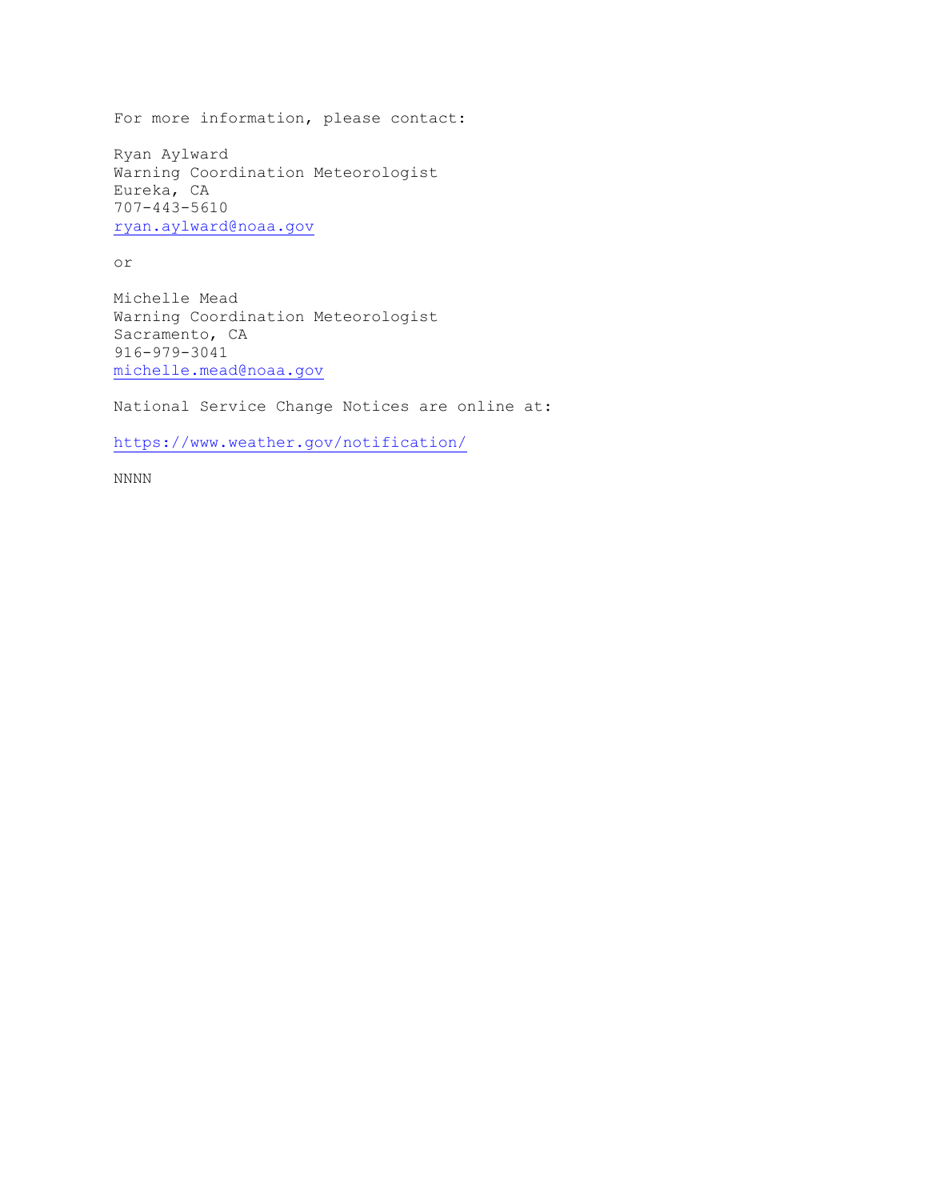For more information, please contact:

Ryan Aylward
Warning Coordination Meteorologist
Eureka, CA
707-443-5610
ryan.aylward@noaa.gov

or

Michelle Mead
Warning Coordination Meteorologist
Sacramento, CA
916-979-3041
michelle.mead@noaa.gov

National Service Change Notices are online at:

https://www.weather.gov/notification/

NNNN